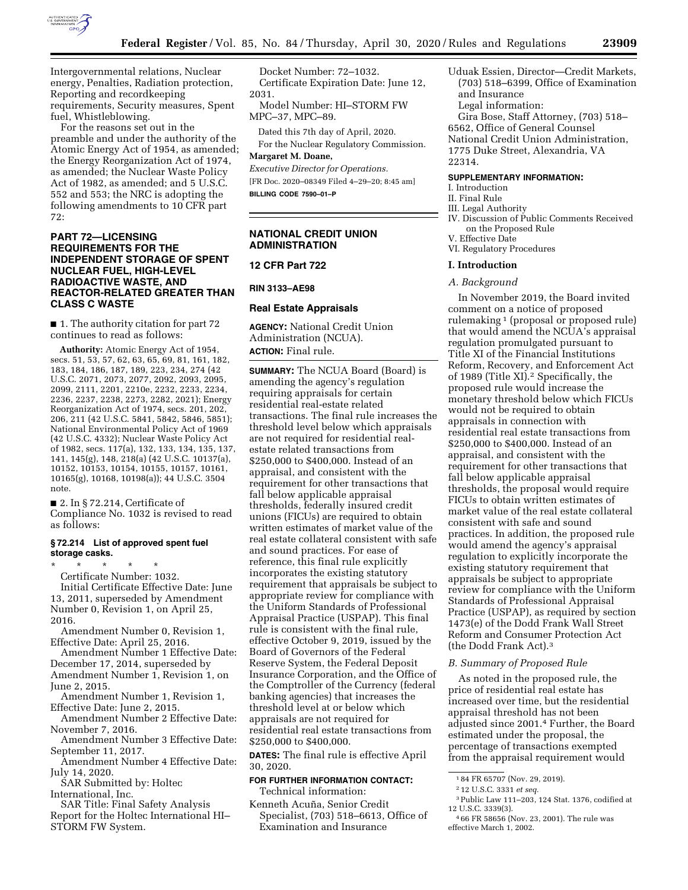Intergovernmental relations, Nuclear energy, Penalties, Radiation protection, Reporting and recordkeeping requirements, Security measures, Spent fuel, Whistleblowing.

For the reasons set out in the preamble and under the authority of the Atomic Energy Act of 1954, as amended; the Energy Reorganization Act of 1974, as amended; the Nuclear Waste Policy Act of 1982, as amended; and 5 U.S.C. 552 and 553; the NRC is adopting the following amendments to 10 CFR part 72:

## PART 72—LICENSING REQUIREMENTS FOR THE INDEPENDENT STORAGE OF SPENT NUCLEAR FUEL, HIGH-LEVEL RADIOACTIVE WASTE, AND REACTOR-RELATED GREATER THAN CLASS C WASTE

■ 1. The authority citation for part 72 continues to read as follows:

**Authority:** Atomic Energy Act of 1954, secs. 51, 53, 57, 62, 63, 65, 69, 81, 161, 182, 183, 184, 186, 187, 189, 223, 234, 274 (42 U.S.C. 2071, 2073, 2077, 2092, 2093, 2095, 2099, 2111, 2201, 2210e, 2232, 2233, 2234, 2236, 2237, 2238, 2273, 2282, 2021); Energy Reorganization Act of 1974, secs. 201, 202, 206, 211 (42 U.S.C. 5841, 5842, 5846, 5851); National Environmental Policy Act of 1969 (42 U.S.C. 4332); Nuclear Waste Policy Act of 1982, secs. 117(a), 132, 133, 134, 135, 137, 141, 145(g), 148, 218(a) (42 U.S.C. 10137(a), 10152, 10153, 10154, 10155, 10157, 10161, 10165(g), 10168, 10198(a)); 44 U.S.C. 3504 note.

■ 2. In § 72.214, Certificate of Compliance No. 1032 is revised to read as follows:

### § 72.214 List of approved spent fuel storage casks.

\* \* \* \* \*

Certificate Number: 1032.

Initial Certificate Effective Date: June 13, 2011, superseded by Amendment Number 0, Revision 1, on April 25, 2016.

Amendment Number 0, Revision 1, Effective Date: April 25, 2016.

Amendment Number 1 Effective Date: December 17, 2014, superseded by Amendment Number 1, Revision 1, on June 2, 2015.

Amendment Number 1, Revision 1, Effective Date: June 2, 2015.

Amendment Number 2 Effective Date: November 7, 2016.

Amendment Number 3 Effective Date: September 11, 2017.

Amendment Number 4 Effective Date: July 14, 2020.

SAR Submitted by: Holtec International, Inc.

SAR Title: Final Safety Analysis Report for the Holtec International HI–STORM FW System.

Docket Number: 72–1032.

Certificate Expiration Date: June 12, 2031.

Model Number: HI–STORM FW MPC–37, MPC–89.

Dated this 7th day of April, 2020.

For the Nuclear Regulatory Commission.

**Margaret M. Doane,**

*Executive Director for Operations.*

[FR Doc. 2020–08349 Filed 4–29–20; 8:45 am]

**BILLING CODE 7590–01–P**

---

## NATIONAL CREDIT UNION ADMINISTRATION

## 12 CFR Part 722

**RIN 3133–AE98**

## Real Estate Appraisals

**AGENCY:** National Credit Union Administration (NCUA).

**ACTION:** Final rule.

**SUMMARY:** The NCUA Board (Board) is amending the agency's regulation requiring appraisals for certain residential real-estate related transactions. The final rule increases the threshold level below which appraisals are not required for residential real-estate related transactions from $250,000 to $400,000. Instead of an appraisal, and consistent with the requirement for other transactions that fall below applicable appraisal thresholds, federally insured credit unions (FICUs) are required to obtain written estimates of market value of the real estate collateral consistent with safe and sound practices. For ease of reference, this final rule explicitly incorporates the existing statutory requirement that appraisals be subject to appropriate review for compliance with the Uniform Standards of Professional Appraisal Practice (USPAP). This final rule is consistent with the final rule, effective October 9, 2019, issued by the Board of Governors of the Federal Reserve System, the Federal Deposit Insurance Corporation, and the Office of the Comptroller of the Currency (federal banking agencies) that increases the threshold level at or below which appraisals are not required for residential real estate transactions from $250,000 to $400,000.

**DATES:** The final rule is effective April 30, 2020.

**FOR FURTHER INFORMATION CONTACT:**

Technical information:

Kenneth Acuña, Senior Credit Specialist, (703) 518–6613, Office of Examination and Insurance

Uduak Essien, Director—Credit Markets, (703) 518–6399, Office of Examination and Insurance

Legal information:

Gira Bose, Staff Attorney, (703) 518–6562, Office of General Counsel National Credit Union Administration, 1775 Duke Street, Alexandria, VA 22314.

**SUPPLEMENTARY INFORMATION:**

I. Introduction

II. Final Rule

III. Legal Authority

IV. Discussion of Public Comments Received on the Proposed Rule

V. Effective Date

VI. Regulatory Procedures

### I. Introduction

#### *A. Background*

In November 2019, the Board invited comment on a notice of proposed rulemaking [1] (proposal or proposed rule) that would amend the NCUA's appraisal regulation promulgated pursuant to Title XI of the Financial Institutions Reform, Recovery, and Enforcement Act of 1989 (Title XI).[2] Specifically, the proposed rule would increase the monetary threshold below which FICUs would not be required to obtain appraisals in connection with residential real estate transactions from $250,000 to $400,000. Instead of an appraisal, and consistent with the requirement for other transactions that fall below applicable appraisal thresholds, the proposal would require FICUs to obtain written estimates of market value of the real estate collateral consistent with safe and sound practices. In addition, the proposed rule would amend the agency's appraisal regulation to explicitly incorporate the existing statutory requirement that appraisals be subject to appropriate review for compliance with the Uniform Standards of Professional Appraisal Practice (USPAP), as required by section 1473(e) of the Dodd Frank Wall Street Reform and Consumer Protection Act (the Dodd Frank Act).[3]

#### *B. Summary of Proposed Rule*

As noted in the proposed rule, the price of residential real estate has increased over time, but the residential appraisal threshold has not been adjusted since 2001.[4] Further, the Board estimated under the proposal, the percentage of transactions exempted from the appraisal requirement would

[1] 84 FR 65707 (Nov. 29, 2019).

[2] 12 U.S.C. 3331 *et seq.*

[3] Public Law 111–203, 124 Stat. 1376, codified at 12 U.S.C. 3339(3).

[4] 66 FR 58656 (Nov. 23, 2001). The rule was effective March 1, 2002.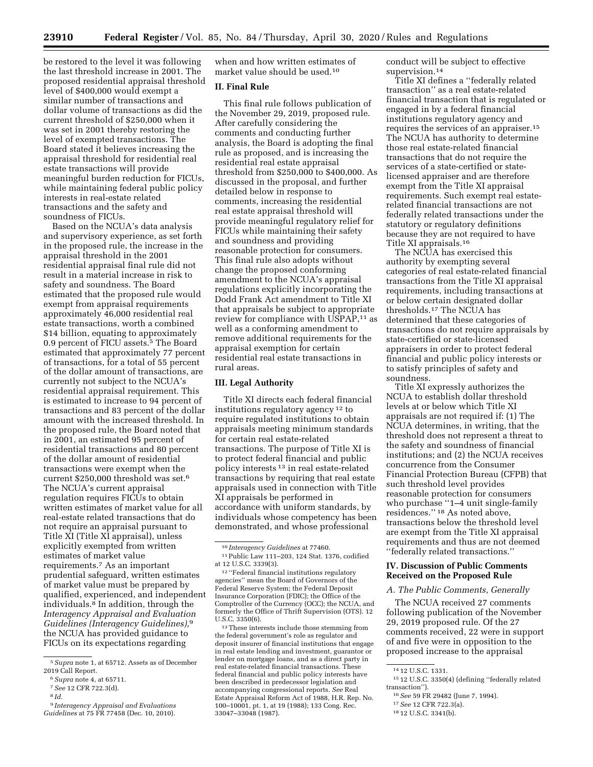be restored to the level it was following the last threshold increase in 2001. The proposed residential appraisal threshold level of $400,000 would exempt a similar number of transactions and dollar volume of transactions as did the current threshold of $250,000 when it was set in 2001 thereby restoring the level of exempted transactions. The Board stated it believes increasing the appraisal threshold for residential real estate transactions will provide meaningful burden reduction for FICUs, while maintaining federal public policy interests in real-estate related transactions and the safety and soundness of FICUs.

Based on the NCUA's data analysis and supervisory experience, as set forth in the proposed rule, the increase in the appraisal threshold in the 2001 residential appraisal final rule did not result in a material increase in risk to safety and soundness. The Board estimated that the proposed rule would exempt from appraisal requirements approximately 46,000 residential real estate transactions, worth a combined $14 billion, equating to approximately 0.9 percent of FICU assets.[5] The Board estimated that approximately 77 percent of transactions, for a total of 55 percent of the dollar amount of transactions, are currently not subject to the NCUA's residential appraisal requirement. This is estimated to increase to 94 percent of transactions and 83 percent of the dollar amount with the increased threshold. In the proposed rule, the Board noted that in 2001, an estimated 95 percent of residential transactions and 80 percent of the dollar amount of residential transactions were exempt when the current $250,000 threshold was set.[6] The NCUA's current appraisal regulation requires FICUs to obtain written estimates of market value for all real-estate related transactions that do not require an appraisal pursuant to Title XI (Title XI appraisal), unless explicitly exempted from written estimates of market value requirements.[7] As an important prudential safeguard, written estimates of market value must be prepared by qualified, experienced, and independent individuals.[8] In addition, through the *Interagency Appraisal and Evaluation Guidelines (Interagency Guidelines)*,[9] the NCUA has provided guidance to FICUs on its expectations regarding when and how written estimates of market value should be used.[10]

## II. Final Rule

This final rule follows publication of the November 29, 2019, proposed rule. After carefully considering the comments and conducting further analysis, the Board is adopting the final rule as proposed, and is increasing the residential real estate appraisal threshold from $250,000 to $400,000. As discussed in the proposal, and further detailed below in response to comments, increasing the residential real estate appraisal threshold will provide meaningful regulatory relief for FICUs while maintaining their safety and soundness and providing reasonable protection for consumers. This final rule also adopts without change the proposed conforming amendment to the NCUA's appraisal regulations explicitly incorporating the Dodd Frank Act amendment to Title XI that appraisals be subject to appropriate review for compliance with USPAP,[11] as well as a conforming amendment to remove additional requirements for the appraisal exemption for certain residential real estate transactions in rural areas.

## III. Legal Authority

Title XI directs each federal financial institutions regulatory agency [12] to require regulated institutions to obtain appraisals meeting minimum standards for certain real estate-related transactions. The purpose of Title XI is to protect federal financial and public policy interests [13] in real estate-related transactions by requiring that real estate appraisals used in connection with Title XI appraisals be performed in accordance with uniform standards, by individuals whose competency has been demonstrated, and whose professional conduct will be subject to effective supervision.[14]

Title XI defines a ''federally related transaction'' as a real estate-related financial transaction that is regulated or engaged in by a federal financial institutions regulatory agency and requires the services of an appraiser.[15] The NCUA has authority to determine those real estate-related financial transactions that do not require the services of a state-certified or state-licensed appraiser and are therefore exempt from the Title XI appraisal requirements. Such exempt real estate-related financial transactions are not federally related transactions under the statutory or regulatory definitions because they are not required to have Title XI appraisals.[16]

The NCUA has exercised this authority by exempting several categories of real estate-related financial transactions from the Title XI appraisal requirements, including transactions at or below certain designated dollar thresholds.[17] The NCUA has determined that these categories of transactions do not require appraisals by state-certified or state-licensed appraisers in order to protect federal financial and public policy interests or to satisfy principles of safety and soundness.

Title XI expressly authorizes the NCUA to establish dollar threshold levels at or below which Title XI appraisals are not required if: (1) The NCUA determines, in writing, that the threshold does not represent a threat to the safety and soundness of financial institutions; and (2) the NCUA receives concurrence from the Consumer Financial Protection Bureau (CFPB) that such threshold level provides reasonable protection for consumers who purchase ''1–4 unit single-family residences.'' [18] As noted above, transactions below the threshold level are exempt from the Title XI appraisal requirements and thus are not deemed ''federally related transactions.''

## IV. Discussion of Public Comments Received on the Proposed Rule

### A. The Public Comments, Generally

The NCUA received 27 comments following publication of the November 29, 2019 proposed rule. Of the 27 comments received, 22 were in support of and five were in opposition to the proposed increase to the appraisal

---

[5] *Supra* note 1, at 65712. Assets as of December 2019 Call Report.

[6] *Supra* note 4, at 65711.

[7] *See* 12 CFR 722.3(d).

[8] *Id.*

[9] *Interagency Appraisal and Evaluations Guidelines* at 75 FR 77458 (Dec. 10, 2010).

[10] *Interagency Guidelines* at 77460.

[11] Public Law 111–203, 124 Stat. 1376, codified at 12 U.S.C. 3339(3).

[12] ''Federal financial institutions regulatory agencies'' mean the Board of Governors of the Federal Reserve System; the Federal Deposit Insurance Corporation (FDIC); the Office of the Comptroller of the Currency (OCC); the NCUA, and formerly the Office of Thrift Supervision (OTS). 12 U.S.C. 3350(6).

[13] These interests include those stemming from the federal government's role as regulator and deposit insurer of financial institutions that engage in real estate lending and investment, guarantor or lender on mortgage loans, and as a direct party in real estate-related financial transactions. These federal financial and public policy interests have been described in predecessor legislation and accompanying congressional reports. *See* Real Estate Appraisal Reform Act of 1988, H.R. Rep. No. 100–10001, pt. 1, at 19 (1988); 133 Cong. Rec. 33047–33048 (1987).

[14] 12 U.S.C. 1331.

[15] 12 U.S.C. 3350(4) (defining ''federally related transaction'').

[16] *See* 59 FR 29482 (June 7, 1994).

[17] *See* 12 CFR 722.3(a).

[18] 12 U.S.C. 3341(b).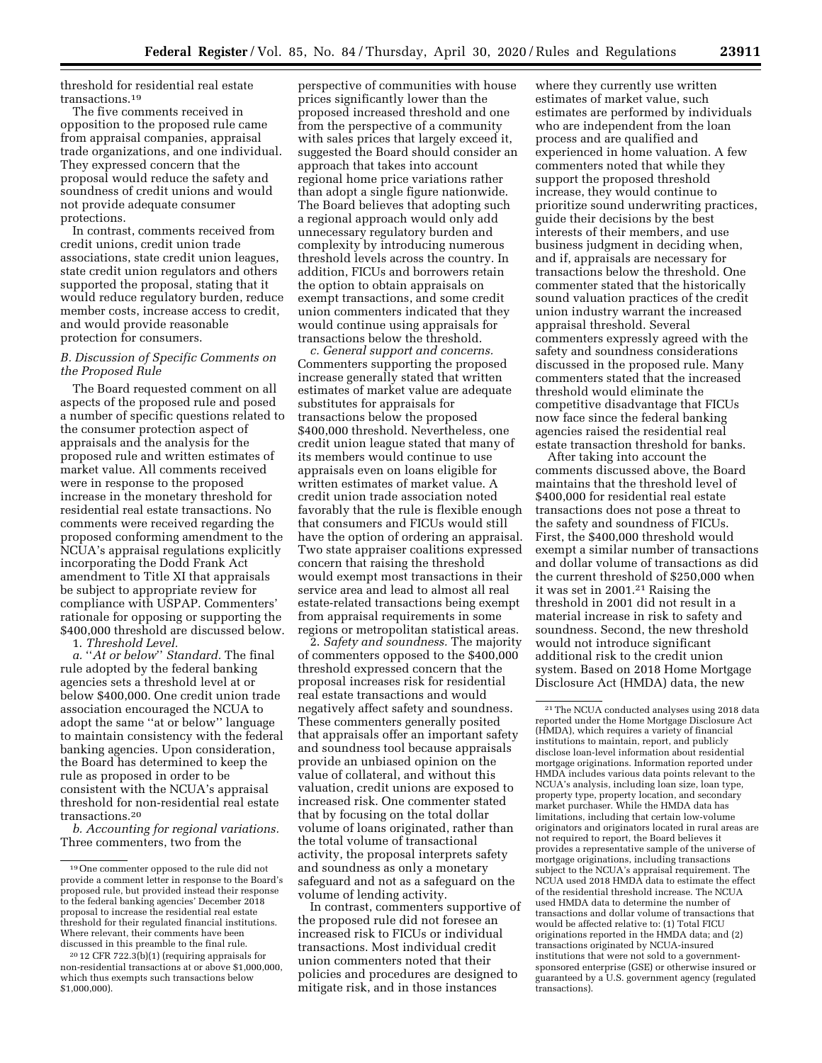threshold for residential real estate transactions.[19]

The five comments received in opposition to the proposed rule came from appraisal companies, appraisal trade organizations, and one individual. They expressed concern that the proposal would reduce the safety and soundness of credit unions and would not provide adequate consumer protections.

In contrast, comments received from credit unions, credit union trade associations, state credit union leagues, state credit union regulators and others supported the proposal, stating that it would reduce regulatory burden, reduce member costs, increase access to credit, and would provide reasonable protection for consumers.

### B. Discussion of Specific Comments on the Proposed Rule

The Board requested comment on all aspects of the proposed rule and posed a number of specific questions related to the consumer protection aspect of appraisals and the analysis for the proposed rule and written estimates of market value. All comments received were in response to the proposed increase in the monetary threshold for residential real estate transactions. No comments were received regarding the proposed conforming amendment to the NCUA's appraisal regulations explicitly incorporating the Dodd Frank Act amendment to Title XI that appraisals be subject to appropriate review for compliance with USPAP. Commenters' rationale for opposing or supporting the $400,000 threshold are discussed below.

1. *Threshold Level.*

*a. ''At or below'' Standard.* The final rule adopted by the federal banking agencies sets a threshold level at or below $400,000. One credit union trade association encouraged the NCUA to adopt the same ''at or below'' language to maintain consistency with the federal banking agencies. Upon consideration, the Board has determined to keep the rule as proposed in order to be consistent with the NCUA's appraisal threshold for non-residential real estate transactions.[20]

*b. Accounting for regional variations.* Three commenters, two from the perspective of communities with house prices significantly lower than the proposed increased threshold and one from the perspective of a community with sales prices that largely exceed it, suggested the Board should consider an approach that takes into account regional home price variations rather than adopt a single figure nationwide. The Board believes that adopting such a regional approach would only add unnecessary regulatory burden and complexity by introducing numerous threshold levels across the country. In addition, FICUs and borrowers retain the option to obtain appraisals on exempt transactions, and some credit union commenters indicated that they would continue using appraisals for transactions below the threshold.

*c. General support and concerns.* Commenters supporting the proposed increase generally stated that written estimates of market value are adequate substitutes for appraisals for transactions below the proposed $400,000 threshold. Nevertheless, one credit union league stated that many of its members would continue to use appraisals even on loans eligible for written estimates of market value. A credit union trade association noted favorably that the rule is flexible enough that consumers and FICUs would still have the option of ordering an appraisal. Two state appraiser coalitions expressed concern that raising the threshold would exempt most transactions in their service area and lead to almost all real estate-related transactions being exempt from appraisal requirements in some regions or metropolitan statistical areas.

2. *Safety and soundness.* The majority of commenters opposed to the $400,000 threshold expressed concern that the proposal increases risk for residential real estate transactions and would negatively affect safety and soundness. These commenters generally posited that appraisals offer an important safety and soundness tool because appraisals provide an unbiased opinion on the value of collateral, and without this valuation, credit unions are exposed to increased risk. One commenter stated that by focusing on the total dollar volume of loans originated, rather than the total volume of transactional activity, the proposal interprets safety and soundness as only a monetary safeguard and not as a safeguard on the volume of lending activity.

In contrast, commenters supportive of the proposed rule did not foresee an increased risk to FICUs or individual transactions. Most individual credit union commenters noted that their policies and procedures are designed to mitigate risk, and in those instances where they currently use written estimates of market value, such estimates are performed by individuals who are independent from the loan process and are qualified and experienced in home valuation. A few commenters noted that while they support the proposed threshold increase, they would continue to prioritize sound underwriting practices, guide their decisions by the best interests of their members, and use business judgment in deciding when, and if, appraisals are necessary for transactions below the threshold. One commenter stated that the historically sound valuation practices of the credit union industry warrant the increased appraisal threshold. Several commenters expressly agreed with the safety and soundness considerations discussed in the proposed rule. Many commenters stated that the increased threshold would eliminate the competitive disadvantage that FICUs now face since the federal banking agencies raised the residential real estate transaction threshold for banks.

After taking into account the comments discussed above, the Board maintains that the threshold level of $400,000 for residential real estate transactions does not pose a threat to the safety and soundness of FICUs. First, the $400,000 threshold would exempt a similar number of transactions and dollar volume of transactions as did the current threshold of $250,000 when it was set in 2001.[21] Raising the threshold in 2001 did not result in a material increase in risk to safety and soundness. Second, the new threshold would not introduce significant additional risk to the credit union system. Based on 2018 Home Mortgage Disclosure Act (HMDA) data, the new

---

[19] One commenter opposed to the rule did not provide a comment letter in response to the Board's proposed rule, but provided instead their response to the federal banking agencies' December 2018 proposal to increase the residential real estate threshold for their regulated financial institutions. Where relevant, their comments have been discussed in this preamble to the final rule.

[20] 12 CFR 722.3(b)(1) (requiring appraisals for non-residential transactions at or above $1,000,000, which thus exempts such transactions below $1,000,000).

[21] The NCUA conducted analyses using 2018 data reported under the Home Mortgage Disclosure Act (HMDA), which requires a variety of financial institutions to maintain, report, and publicly disclose loan-level information about residential mortgage originations. Information reported under HMDA includes various data points relevant to the NCUA's analysis, including loan size, loan type, property type, property location, and secondary market purchaser. While the HMDA data has limitations, including that certain low-volume originators and originators located in rural areas are not required to report, the Board believes it provides a representative sample of the universe of mortgage originations, including transactions subject to the NCUA's appraisal requirement. The NCUA used 2018 HMDA data to estimate the effect of the residential threshold increase. The NCUA used HMDA data to determine the number of transactions and dollar volume of transactions that would be affected relative to: (1) Total FICU originations reported in the HMDA data; and (2) transactions originated by NCUA-insured institutions that were not sold to a government-sponsored enterprise (GSE) or otherwise insured or guaranteed by a U.S. government agency (regulated transactions).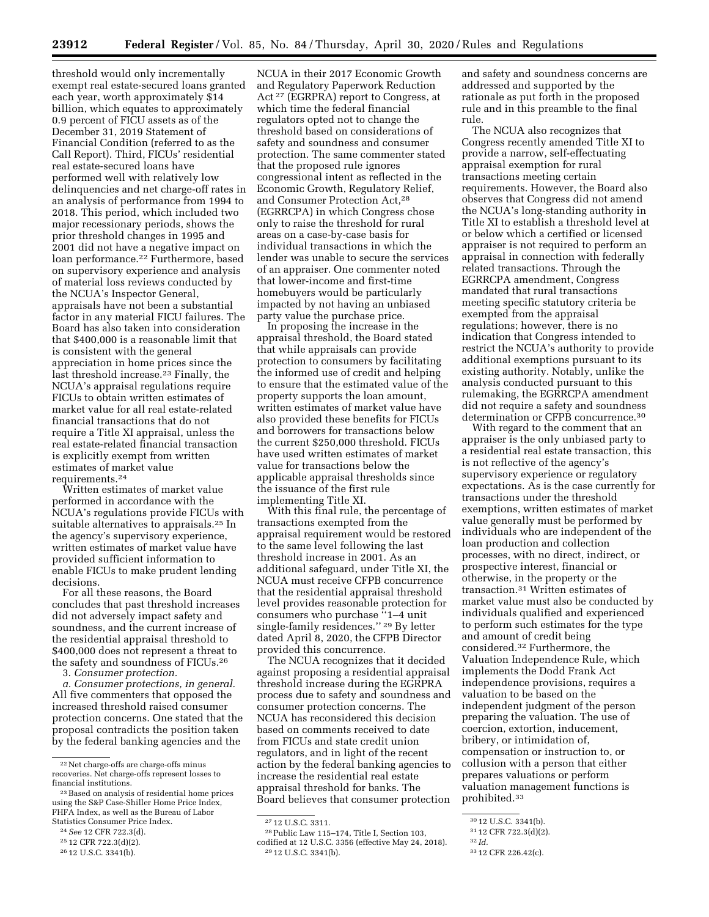threshold would only incrementally exempt real estate-secured loans granted each year, worth approximately $14 billion, which equates to approximately 0.9 percent of FICU assets as of the December 31, 2019 Statement of Financial Condition (referred to as the Call Report). Third, FICUs' residential real estate-secured loans have performed well with relatively low delinquencies and net charge-off rates in an analysis of performance from 1994 to 2018. This period, which included two major recessionary periods, shows the prior threshold changes in 1995 and 2001 did not have a negative impact on loan performance.[22] Furthermore, based on supervisory experience and analysis of material loss reviews conducted by the NCUA's Inspector General, appraisals have not been a substantial factor in any material FICU failures. The Board has also taken into consideration that $400,000 is a reasonable limit that is consistent with the general appreciation in home prices since the last threshold increase.[23] Finally, the NCUA's appraisal regulations require FICUs to obtain written estimates of market value for all real estate-related financial transactions that do not require a Title XI appraisal, unless the real estate-related financial transaction is explicitly exempt from written estimates of market value requirements.[24]

Written estimates of market value performed in accordance with the NCUA's regulations provide FICUs with suitable alternatives to appraisals.[25] In the agency's supervisory experience, written estimates of market value have provided sufficient information to enable FICUs to make prudent lending decisions.

For all these reasons, the Board concludes that past threshold increases did not adversely impact safety and soundness, and the current increase of the residential appraisal threshold to $400,000 does not represent a threat to the safety and soundness of FICUs.[26]

3. *Consumer protection.*

*a. Consumer protections, in general.* All five commenters that opposed the increased threshold raised consumer protection concerns. One stated that the proposal contradicts the position taken by the federal banking agencies and the NCUA in their 2017 Economic Growth and Regulatory Paperwork Reduction Act[27] (EGRPRA) report to Congress, at which time the federal financial regulators opted not to change the threshold based on considerations of safety and soundness and consumer protection. The same commenter stated that the proposed rule ignores congressional intent as reflected in the Economic Growth, Regulatory Relief, and Consumer Protection Act,[28] (EGRRCPA) in which Congress chose only to raise the threshold for rural areas on a case-by-case basis for individual transactions in which the lender was unable to secure the services of an appraiser. One commenter noted that lower-income and first-time homebuyers would be particularly impacted by not having an unbiased party value the purchase price.

In proposing the increase in the appraisal threshold, the Board stated that while appraisals can provide protection to consumers by facilitating the informed use of credit and helping to ensure that the estimated value of the property supports the loan amount, written estimates of market value have also provided these benefits for FICUs and borrowers for transactions below the current $250,000 threshold. FICUs have used written estimates of market value for transactions below the applicable appraisal thresholds since the issuance of the first rule implementing Title XI.

With this final rule, the percentage of transactions exempted from the appraisal requirement would be restored to the same level following the last threshold increase in 2001. As an additional safeguard, under Title XI, the NCUA must receive CFPB concurrence that the residential appraisal threshold level provides reasonable protection for consumers who purchase ''1–4 unit single-family residences.''[29] By letter dated April 8, 2020, the CFPB Director provided this concurrence.

The NCUA recognizes that it decided against proposing a residential appraisal threshold increase during the EGRPRA process due to safety and soundness and consumer protection concerns. The NCUA has reconsidered this decision based on comments received to date from FICUs and state credit union regulators, and in light of the recent action by the federal banking agencies to increase the residential real estate appraisal threshold for banks. The Board believes that consumer protection and safety and soundness concerns are addressed and supported by the rationale as put forth in the proposed rule and in this preamble to the final rule.

The NCUA also recognizes that Congress recently amended Title XI to provide a narrow, self-effectuating appraisal exemption for rural transactions meeting certain requirements. However, the Board also observes that Congress did not amend the NCUA's long-standing authority in Title XI to establish a threshold level at or below which a certified or licensed appraiser is not required to perform an appraisal in connection with federally related transactions. Through the EGRRCPA amendment, Congress mandated that rural transactions meeting specific statutory criteria be exempted from the appraisal regulations; however, there is no indication that Congress intended to restrict the NCUA's authority to provide additional exemptions pursuant to its existing authority. Notably, unlike the analysis conducted pursuant to this rulemaking, the EGRRCPA amendment did not require a safety and soundness determination or CFPB concurrence.[30]

With regard to the comment that an appraiser is the only unbiased party to a residential real estate transaction, this is not reflective of the agency's supervisory experience or regulatory expectations. As is the case currently for transactions under the threshold exemptions, written estimates of market value generally must be performed by individuals who are independent of the loan production and collection processes, with no direct, indirect, or prospective interest, financial or otherwise, in the property or the transaction.[31] Written estimates of market value must also be conducted by individuals qualified and experienced to perform such estimates for the type and amount of credit being considered.[32] Furthermore, the Valuation Independence Rule, which implements the Dodd Frank Act independence provisions, requires a valuation to be based on the independent judgment of the person preparing the valuation. The use of coercion, extortion, inducement, bribery, or intimidation of, compensation or instruction to, or collusion with a person that either prepares valuations or perform valuation management functions is prohibited.[33]

---

[22] Net charge-offs are charge-offs minus recoveries. Net charge-offs represent losses to financial institutions.

[23] Based on analysis of residential home prices using the S&P Case-Shiller Home Price Index, FHFA Index, as well as the Bureau of Labor Statistics Consumer Price Index.

[24] *See* 12 CFR 722.3(d).

[25] 12 CFR 722.3(d)(2).

[26] 12 U.S.C. 3341(b).

[27] 12 U.S.C. 3311.

[28] Public Law 115–174, Title I, Section 103, codified at 12 U.S.C. 3356 (effective May 24, 2018).

[29] 12 U.S.C. 3341(b).

[30] 12 U.S.C. 3341(b).

[31] 12 CFR 722.3(d)(2).

[32] *Id.*

[33] 12 CFR 226.42(c).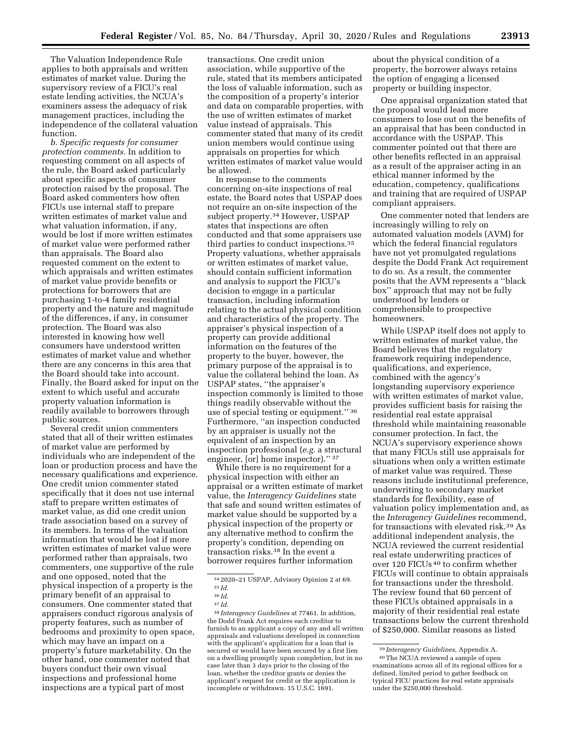The Valuation Independence Rule applies to both appraisals and written estimates of market value. During the supervisory review of a FICU's real estate lending activities, the NCUA's examiners assess the adequacy of risk management practices, including the independence of the collateral valuation function.

*b. Specific requests for consumer protection comments.* In addition to requesting comment on all aspects of the rule, the Board asked particularly about specific aspects of consumer protection raised by the proposal. The Board asked commenters how often FICUs use internal staff to prepare written estimates of market value and what valuation information, if any, would be lost if more written estimates of market value were performed rather than appraisals. The Board also requested comment on the extent to which appraisals and written estimates of market value provide benefits or protections for borrowers that are purchasing 1-to-4 family residential property and the nature and magnitude of the differences, if any, in consumer protection. The Board was also interested in knowing how well consumers have understood written estimates of market value and whether there are any concerns in this area that the Board should take into account. Finally, the Board asked for input on the extent to which useful and accurate property valuation information is readily available to borrowers through public sources.

Several credit union commenters stated that all of their written estimates of market value are performed by individuals who are independent of the loan or production process and have the necessary qualifications and experience. One credit union commenter stated specifically that it does not use internal staff to prepare written estimates of market value, as did one credit union trade association based on a survey of its members. In terms of the valuation information that would be lost if more written estimates of market value were performed rather than appraisals, two commenters, one supportive of the rule and one opposed, noted that the physical inspection of a property is the primary benefit of an appraisal to consumers. One commenter stated that appraisers conduct rigorous analysis of property features, such as number of bedrooms and proximity to open space, which may have an impact on a property's future marketability. On the other hand, one commenter noted that buyers conduct their own visual inspections and professional home inspections are a typical part of most transactions. One credit union association, while supportive of the rule, stated that its members anticipated the loss of valuable information, such as the composition of a property's interior and data on comparable properties, with the use of written estimates of market value instead of appraisals. This commenter stated that many of its credit union members would continue using appraisals on properties for which written estimates of market value would be allowed.

In response to the comments concerning on-site inspections of real estate, the Board notes that USPAP does not require an on-site inspection of the subject property.[34] However, USPAP states that inspections are often conducted and that some appraisers use third parties to conduct inspections.[35] Property valuations, whether appraisals or written estimates of market value, should contain sufficient information and analysis to support the FICU's decision to engage in a particular transaction, including information relating to the actual physical condition and characteristics of the property. The appraiser's physical inspection of a property can provide additional information on the features of the property to the buyer, however, the primary purpose of the appraisal is to value the collateral behind the loan. As USPAP states, "the appraiser's inspection commonly is limited to those things readily observable without the use of special testing or equipment." [36] Furthermore, "an inspection conducted by an appraiser is usually not the equivalent of an inspection by an inspection professional (*e.g.* a structural engineer, [or] home inspector)." [37]

While there is no requirement for a physical inspection with either an appraisal or a written estimate of market value, the *Interagency Guidelines* state that safe and sound written estimates of market value should be supported by a physical inspection of the property or any alternative method to confirm the property's condition, depending on transaction risks.[38] In the event a borrower requires further information about the physical condition of a property, the borrower always retains the option of engaging a licensed property or building inspector.

One appraisal organization stated that the proposal would lead more consumers to lose out on the benefits of an appraisal that has been conducted in accordance with the USPAP. This commenter pointed out that there are other benefits reflected in an appraisal as a result of the appraiser acting in an ethical manner informed by the education, competency, qualifications and training that are required of USPAP compliant appraisers.

One commenter noted that lenders are increasingly willing to rely on automated valuation models (AVM) for which the federal financial regulators have not yet promulgated regulations despite the Dodd Frank Act requirement to do so. As a result, the commenter posits that the AVM represents a "black box" approach that may not be fully understood by lenders or comprehensible to prospective homeowners.

While USPAP itself does not apply to written estimates of market value, the Board believes that the regulatory framework requiring independence, qualifications, and experience, combined with the agency's longstanding supervisory experience with written estimates of market value, provides sufficient basis for raising the residential real estate appraisal threshold while maintaining reasonable consumer protection. In fact, the NCUA's supervisory experience shows that many FICUs still use appraisals for situations when only a written estimate of market value was required. These reasons include institutional preference, underwriting to secondary market standards for flexibility, ease of valuation policy implementation and, as the *Interagency Guidelines* recommend, for transactions with elevated risk.[39] As additional independent analysis, the NCUA reviewed the current residential real estate underwriting practices of over 120 FICUs[40] to confirm whether FICUs will continue to obtain appraisals for transactions under the threshold. The review found that 60 percent of these FICUs obtained appraisals in a majority of their residential real estate transactions below the current threshold of $250,000. Similar reasons as listed

[34] 2020–21 USPAP, Advisory Opinion 2 at 69.

[35] *Id.*

[36] *Id.*

[37] *Id.*

[38] *Interagency Guidelines* at 77461. In addition, the Dodd Frank Act requires each creditor to furnish to an applicant a copy of any and all written appraisals and valuations developed in connection with the applicant's application for a loan that is secured or would have been secured by a first lien on a dwelling promptly upon completion, but in no case later than 3 days prior to the closing of the loan, whether the creditor grants or denies the applicant's request for credit or the application is incomplete or withdrawn. 15 U.S.C. 1691.

[39] *Interagency Guidelines,* Appendix A.

[40] The NCUA reviewed a sample of open examinations across all of its regional offices for a defined, limited period to gather feedback on typical FICU practices for real estate appraisals under the $250,000 threshold.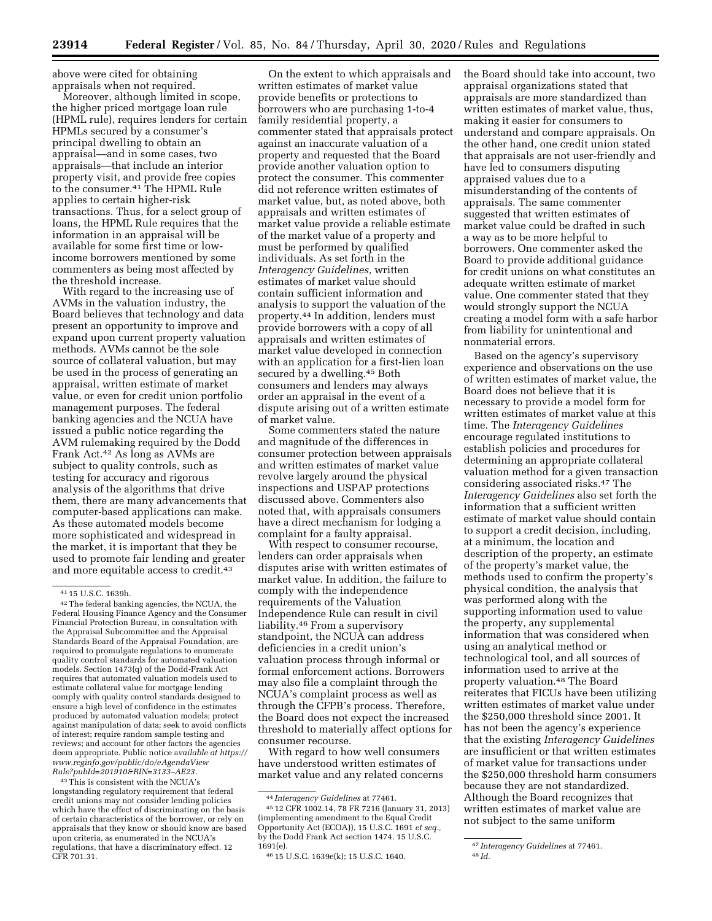above were cited for obtaining appraisals when not required.

Moreover, although limited in scope, the higher priced mortgage loan rule (HPML rule), requires lenders for certain HPMLs secured by a consumer's principal dwelling to obtain an appraisal—and in some cases, two appraisals—that include an interior property visit, and provide free copies to the consumer.[41] The HPML Rule applies to certain higher-risk transactions. Thus, for a select group of loans, the HPML Rule requires that the information in an appraisal will be available for some first time or low-income borrowers mentioned by some commenters as being most affected by the threshold increase.

With regard to the increasing use of AVMs in the valuation industry, the Board believes that technology and data present an opportunity to improve and expand upon current property valuation methods. AVMs cannot be the sole source of collateral valuation, but may be used in the process of generating an appraisal, written estimate of market value, or even for credit union portfolio management purposes. The federal banking agencies and the NCUA have issued a public notice regarding the AVM rulemaking required by the Dodd Frank Act.[42] As long as AVMs are subject to quality controls, such as testing for accuracy and rigorous analysis of the algorithms that drive them, there are many advancements that computer-based applications can make. As these automated models become more sophisticated and widespread in the market, it is important that they be used to promote fair lending and greater and more equitable access to credit.[43]

On the extent to which appraisals and written estimates of market value provide benefits or protections to borrowers who are purchasing 1-to-4 family residential property, a commenter stated that appraisals protect against an inaccurate valuation of a property and requested that the Board provide another valuation option to protect the consumer. This commenter did not reference written estimates of market value, but, as noted above, both appraisals and written estimates of market value provide a reliable estimate of the market value of a property and must be performed by qualified individuals. As set forth in the *Interagency Guidelines,* written estimates of market value should contain sufficient information and analysis to support the valuation of the property.[44] In addition, lenders must provide borrowers with a copy of all appraisals and written estimates of market value developed in connection with an application for a first-lien loan secured by a dwelling.[45] Both consumers and lenders may always order an appraisal in the event of a dispute arising out of a written estimate of market value.

Some commenters stated the nature and magnitude of the differences in consumer protection between appraisals and written estimates of market value revolve largely around the physical inspections and USPAP protections discussed above. Commenters also noted that, with appraisals consumers have a direct mechanism for lodging a complaint for a faulty appraisal.

With respect to consumer recourse, lenders can order appraisals when disputes arise with written estimates of market value. In addition, the failure to comply with the independence requirements of the Valuation Independence Rule can result in civil liability.[46] From a supervisory standpoint, the NCUA can address deficiencies in a credit union's valuation process through informal or formal enforcement actions. Borrowers may also file a complaint through the NCUA's complaint process as well as through the CFPB's process. Therefore, the Board does not expect the increased threshold to materially affect options for consumer recourse.

With regard to how well consumers have understood written estimates of market value and any related concerns the Board should take into account, two appraisal organizations stated that appraisals are more standardized than written estimates of market value, thus, making it easier for consumers to understand and compare appraisals. On the other hand, one credit union stated that appraisals are not user-friendly and have led to consumers disputing appraised values due to a misunderstanding of the contents of appraisals. The same commenter suggested that written estimates of market value could be drafted in such a way as to be more helpful to borrowers. One commenter asked the Board to provide additional guidance for credit unions on what constitutes an adequate written estimate of market value. One commenter stated that they would strongly support the NCUA creating a model form with a safe harbor from liability for unintentional and nonmaterial errors.

Based on the agency's supervisory experience and observations on the use of written estimates of market value, the Board does not believe that it is necessary to provide a model form for written estimates of market value at this time. The *Interagency Guidelines* encourage regulated institutions to establish policies and procedures for determining an appropriate collateral valuation method for a given transaction considering associated risks.[47] The *Interagency Guidelines* also set forth the information that a sufficient written estimate of market value should contain to support a credit decision, including, at a minimum, the location and description of the property, an estimate of the property's market value, the methods used to confirm the property's physical condition, the analysis that was performed along with the supporting information used to value the property, any supplemental information that was considered when using an analytical method or technological tool, and all sources of information used to arrive at the property valuation.[48] The Board reiterates that FICUs have been utilizing written estimates of market value under the $250,000 threshold since 2001. It has not been the agency's experience that the existing *Interagency Guidelines* are insufficient or that written estimates of market value for transactions under the $250,000 threshold harm consumers because they are not standardized. Although the Board recognizes that written estimates of market value are not subject to the same uniform

---

[41] 15 U.S.C. 1639h.

[42] The federal banking agencies, the NCUA, the Federal Housing Finance Agency and the Consumer Financial Protection Bureau, in consultation with the Appraisal Subcommittee and the Appraisal Standards Board of the Appraisal Foundation, are required to promulgate regulations to enumerate quality control standards for automated valuation models. Section 1473(q) of the Dodd-Frank Act requires that automated valuation models used to estimate collateral value for mortgage lending comply with quality control standards designed to ensure a high level of confidence in the estimates produced by automated valuation models; protect against manipulation of data; seek to avoid conflicts of interest; require random sample testing and reviews; and account for other factors the agencies deem appropriate. Public notice *available at https://www.reginfo.gov/public/do/eAgendaViewRule?pubId=201910&RIN=3133–AE23.*

[43] This is consistent with the NCUA's longstanding regulatory requirement that federal credit unions may not consider lending policies which have the effect of discriminating on the basis of certain characteristics of the borrower, or rely on appraisals that they know or should know are based upon criteria, as enumerated in the NCUA's regulations, that have a discriminatory effect. 12 CFR 701.31.

[44] *Interagency Guidelines* at 77461.

[45] 12 CFR 1002.14, 78 FR 7216 (January 31, 2013) (implementing amendment to the Equal Credit Opportunity Act (ECOA)), 15 U.S.C. 1691 *et seq.,* by the Dodd Frank Act section 1474. 15 U.S.C. 1691(e).

[46] 15 U.S.C. 1639e(k); 15 U.S.C. 1640.

[47] *Interagency Guidelines* at 77461.

[48] *Id.*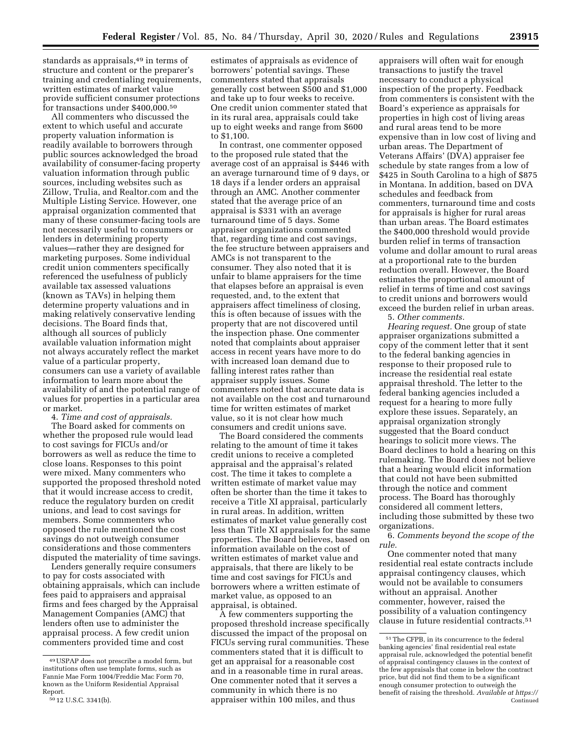standards as appraisals,[49] in terms of structure and content or the preparer's training and credentialing requirements, written estimates of market value provide sufficient consumer protections for transactions under $400,000.[50]

All commenters who discussed the extent to which useful and accurate property valuation information is readily available to borrowers through public sources acknowledged the broad availability of consumer-facing property valuation information through public sources, including websites such as Zillow, Trulia, and Realtor.com and the Multiple Listing Service. However, one appraisal organization commented that many of these consumer-facing tools are not necessarily useful to consumers or lenders in determining property values—rather they are designed for marketing purposes. Some individual credit union commenters specifically referenced the usefulness of publicly available tax assessed valuations (known as TAVs) in helping them determine property valuations and in making relatively conservative lending decisions. The Board finds that, although all sources of publicly available valuation information might not always accurately reflect the market value of a particular property, consumers can use a variety of available information to learn more about the availability of and the potential range of values for properties in a particular area or market.

4. *Time and cost of appraisals.*

The Board asked for comments on whether the proposed rule would lead to cost savings for FICUs and/or borrowers as well as reduce the time to close loans. Responses to this point were mixed. Many commenters who supported the proposed threshold noted that it would increase access to credit, reduce the regulatory burden on credit unions, and lead to cost savings for members. Some commenters who opposed the rule mentioned the cost savings do not outweigh consumer considerations and those commenters disputed the materiality of time savings.

Lenders generally require consumers to pay for costs associated with obtaining appraisals, which can include fees paid to appraisers and appraisal firms and fees charged by the Appraisal Management Companies (AMC) that lenders often use to administer the appraisal process. A few credit union commenters provided time and cost estimates of appraisals as evidence of borrowers' potential savings. These commenters stated that appraisals generally cost between $500 and $1,000 and take up to four weeks to receive. One credit union commenter stated that in its rural area, appraisals could take up to eight weeks and range from $600 to $1,100.

In contrast, one commenter opposed to the proposed rule stated that the average cost of an appraisal is $446 with an average turnaround time of 9 days, or 18 days if a lender orders an appraisal through an AMC. Another commenter stated that the average price of an appraisal is $331 with an average turnaround time of 5 days. Some appraiser organizations commented that, regarding time and cost savings, the fee structure between appraisers and AMCs is not transparent to the consumer. They also noted that it is unfair to blame appraisers for the time that elapses before an appraisal is even requested, and, to the extent that appraisers affect timeliness of closing, this is often because of issues with the property that are not discovered until the inspection phase. One commenter noted that complaints about appraiser access in recent years have more to do with increased loan demand due to falling interest rates rather than appraiser supply issues. Some commenters noted that accurate data is not available on the cost and turnaround time for written estimates of market value, so it is not clear how much consumers and credit unions save.

The Board considered the comments relating to the amount of time it takes credit unions to receive a completed appraisal and the appraisal's related cost. The time it takes to complete a written estimate of market value may often be shorter than the time it takes to receive a Title XI appraisal, particularly in rural areas. In addition, written estimates of market value generally cost less than Title XI appraisals for the same properties. The Board believes, based on information available on the cost of written estimates of market value and appraisals, that there are likely to be time and cost savings for FICUs and borrowers where a written estimate of market value, as opposed to an appraisal, is obtained.

A few commenters supporting the proposed threshold increase specifically discussed the impact of the proposal on FICUs serving rural communities. These commenters stated that it is difficult to get an appraisal for a reasonable cost and in a reasonable time in rural areas. One commenter noted that it serves a community in which there is no appraiser within 100 miles, and thus appraisers will often wait for enough transactions to justify the travel necessary to conduct a physical inspection of the property. Feedback from commenters is consistent with the Board's experience as appraisals for properties in high cost of living areas and rural areas tend to be more expensive than in low cost of living and urban areas. The Department of Veterans Affairs' (DVA) appraiser fee schedule by state ranges from a low of $425 in South Carolina to a high of $875 in Montana. In addition, based on DVA schedules and feedback from commenters, turnaround time and costs for appraisals is higher for rural areas than urban areas. The Board estimates the $400,000 threshold would provide burden relief in terms of transaction volume and dollar amount to rural areas at a proportional rate to the burden reduction overall. However, the Board estimates the proportional amount of relief in terms of time and cost savings to credit unions and borrowers would exceed the burden relief in urban areas.

5. *Other comments.*

*Hearing request.* One group of state appraiser organizations submitted a copy of the comment letter that it sent to the federal banking agencies in response to their proposed rule to increase the residential real estate appraisal threshold. The letter to the federal banking agencies included a request for a hearing to more fully explore these issues. Separately, an appraisal organization strongly suggested that the Board conduct hearings to solicit more views. The Board declines to hold a hearing on this rulemaking. The Board does not believe that a hearing would elicit information that could not have been submitted through the notice and comment process. The Board has thoroughly considered all comment letters, including those submitted by these two organizations.

6. *Comments beyond the scope of the rule.*

One commenter noted that many residential real estate contracts include appraisal contingency clauses, which would not be available to consumers without an appraisal. Another commenter, however, raised the possibility of a valuation contingency clause in future residential contracts.[51]

---

[49] USPAP does not prescribe a model form, but institutions often use template forms, such as Fannie Mae Form 1004/Freddie Mac Form 70, known as the Uniform Residential Appraisal Report.

[50] 12 U.S.C. 3341(b).

[51] The CFPB, in its concurrence to the federal banking agencies' final residential real estate appraisal rule, acknowledged the potential benefit of appraisal contingency clauses in the context of the few appraisals that come in below the contract price, but did not find them to be a significant enough consumer protection to outweigh the benefit of raising the threshold. *Available at https://* Continued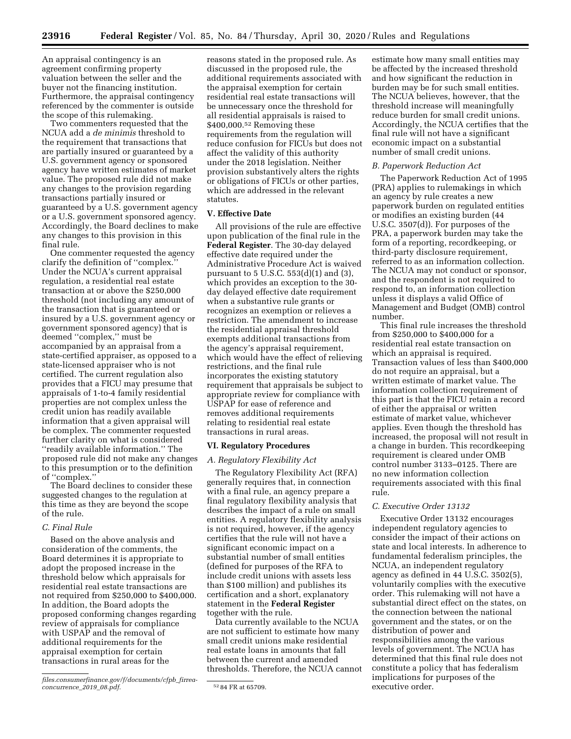An appraisal contingency is an agreement confirming property valuation between the seller and the buyer not the financing institution. Furthermore, the appraisal contingency referenced by the commenter is outside the scope of this rulemaking.

Two commenters requested that the NCUA add a *de minimis* threshold to the requirement that transactions that are partially insured or guaranteed by a U.S. government agency or sponsored agency have written estimates of market value. The proposed rule did not make any changes to the provision regarding transactions partially insured or guaranteed by a U.S. government agency or a U.S. government sponsored agency. Accordingly, the Board declines to make any changes to this provision in this final rule.

One commenter requested the agency clarify the definition of "complex." Under the NCUA's current appraisal regulation, a residential real estate transaction at or above the $250,000 threshold (not including any amount of the transaction that is guaranteed or insured by a U.S. government agency or government sponsored agency) that is deemed "complex," must be accompanied by an appraisal from a state-certified appraiser, as opposed to a state-licensed appraiser who is not certified. The current regulation also provides that a FICU may presume that appraisals of 1-to-4 family residential properties are not complex unless the credit union has readily available information that a given appraisal will be complex. The commenter requested further clarity on what is considered "readily available information." The proposed rule did not make any changes to this presumption or to the definition of "complex."

The Board declines to consider these suggested changes to the regulation at this time as they are beyond the scope of the rule.

### *C. Final Rule*

Based on the above analysis and consideration of the comments, the Board determines it is appropriate to adopt the proposed increase in the threshold below which appraisals for residential real estate transactions are not required from $250,000 to $400,000. In addition, the Board adopts the proposed conforming changes regarding review of appraisals for compliance with USPAP and the removal of additional requirements for the appraisal exemption for certain transactions in rural areas for the reasons stated in the proposed rule. As discussed in the proposed rule, the additional requirements associated with the appraisal exemption for certain residential real estate transactions will be unnecessary once the threshold for all residential appraisals is raised to $400,000.[52] Removing these requirements from the regulation will reduce confusion for FICUs but does not affect the validity of this authority under the 2018 legislation. Neither provision substantively alters the rights or obligations of FICUs or other parties, which are addressed in the relevant statutes.

## V. Effective Date

All provisions of the rule are effective upon publication of the final rule in the **Federal Register**. The 30-day delayed effective date required under the Administrative Procedure Act is waived pursuant to 5 U.S.C. 553(d)(1) and (3), which provides an exception to the 30-day delayed effective date requirement when a substantive rule grants or recognizes an exemption or relieves a restriction. The amendment to increase the residential appraisal threshold exempts additional transactions from the agency's appraisal requirement, which would have the effect of relieving restrictions, and the final rule incorporates the existing statutory requirement that appraisals be subject to appropriate review for compliance with USPAP for ease of reference and removes additional requirements relating to residential real estate transactions in rural areas.

## VI. Regulatory Procedures

### *A. Regulatory Flexibility Act*

The Regulatory Flexibility Act (RFA) generally requires that, in connection with a final rule, an agency prepare a final regulatory flexibility analysis that describes the impact of a rule on small entities. A regulatory flexibility analysis is not required, however, if the agency certifies that the rule will not have a significant economic impact on a substantial number of small entities (defined for purposes of the RFA to include credit unions with assets less than $100 million) and publishes its certification and a short, explanatory statement in the **Federal Register** together with the rule.

Data currently available to the NCUA are not sufficient to estimate how many small credit unions make residential real estate loans in amounts that fall between the current and amended thresholds. Therefore, the NCUA cannot estimate how many small entities may be affected by the increased threshold and how significant the reduction in burden may be for such small entities. The NCUA believes, however, that the threshold increase will meaningfully reduce burden for small credit unions. Accordingly, the NCUA certifies that the final rule will not have a significant economic impact on a substantial number of small credit unions.

### *B. Paperwork Reduction Act*

The Paperwork Reduction Act of 1995 (PRA) applies to rulemakings in which an agency by rule creates a new paperwork burden on regulated entities or modifies an existing burden (44 U.S.C. 3507(d)). For purposes of the PRA, a paperwork burden may take the form of a reporting, recordkeeping, or third-party disclosure requirement, referred to as an information collection. The NCUA may not conduct or sponsor, and the respondent is not required to respond to, an information collection unless it displays a valid Office of Management and Budget (OMB) control number.

This final rule increases the threshold from $250,000 to $400,000 for a residential real estate transaction on which an appraisal is required. Transaction values of less than $400,000 do not require an appraisal, but a written estimate of market value. The information collection requirement of this part is that the FICU retain a record of either the appraisal or written estimate of market value, whichever applies. Even though the threshold has increased, the proposal will not result in a change in burden. This recordkeeping requirement is cleared under OMB control number 3133–0125. There are no new information collection requirements associated with this final rule.

### *C. Executive Order 13132*

Executive Order 13132 encourages independent regulatory agencies to consider the impact of their actions on state and local interests. In adherence to fundamental federalism principles, the NCUA, an independent regulatory agency as defined in 44 U.S.C. 3502(5), voluntarily complies with the executive order. This rulemaking will not have a substantial direct effect on the states, on the connection between the national government and the states, or on the distribution of power and responsibilities among the various levels of government. The NCUA has determined that this final rule does not constitute a policy that has federalism implications for purposes of the executive order.

---

*files.consumerfinance.gov/f/documents/cfpb_firrea-concurrence_2019_08.pdf.*

[52] 84 FR at 65709.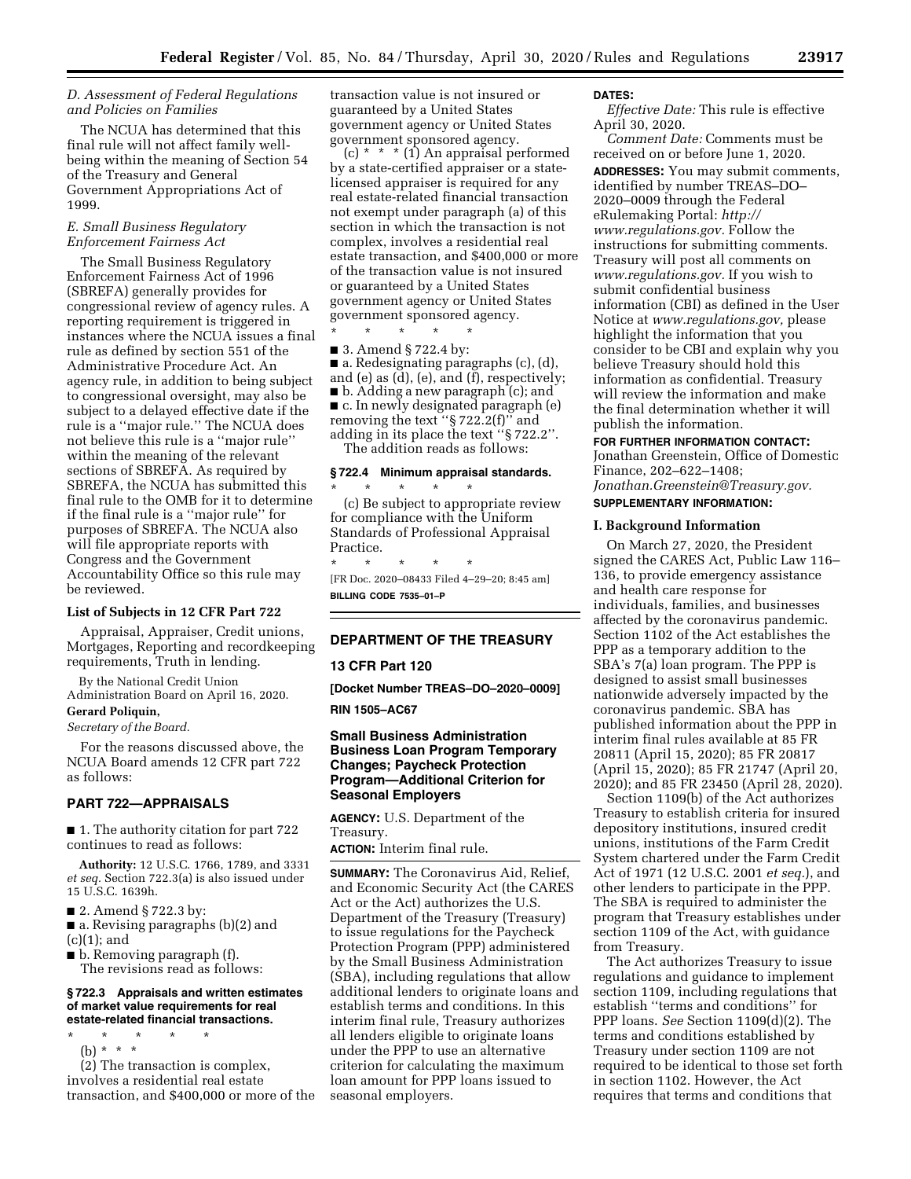*D. Assessment of Federal Regulations and Policies on Families*

The NCUA has determined that this final rule will not affect family well-being within the meaning of Section 54 of the Treasury and General Government Appropriations Act of 1999.

*E. Small Business Regulatory Enforcement Fairness Act*

The Small Business Regulatory Enforcement Fairness Act of 1996 (SBREFA) generally provides for congressional review of agency rules. A reporting requirement is triggered in instances where the NCUA issues a final rule as defined by section 551 of the Administrative Procedure Act. An agency rule, in addition to being subject to congressional oversight, may also be subject to a delayed effective date if the rule is a ''major rule.'' The NCUA does not believe this rule is a ''major rule'' within the meaning of the relevant sections of SBREFA. As required by SBREFA, the NCUA has submitted this final rule to the OMB for it to determine if the final rule is a ''major rule'' for purposes of SBREFA. The NCUA also will file appropriate reports with Congress and the Government Accountability Office so this rule may be reviewed.

**List of Subjects in 12 CFR Part 722**

Appraisal, Appraiser, Credit unions, Mortgages, Reporting and recordkeeping requirements, Truth in lending.

By the National Credit Union Administration Board on April 16, 2020.

**Gerard Poliquin,**

*Secretary of the Board.*

For the reasons discussed above, the NCUA Board amends 12 CFR part 722 as follows:

## PART 722—APPRAISALS

■ 1. The authority citation for part 722 continues to read as follows:

**Authority:** 12 U.S.C. 1766, 1789, and 3331 *et seq.* Section 722.3(a) is also issued under 15 U.S.C. 1639h.

■ 2. Amend § 722.3 by:

■ a. Revising paragraphs (b)(2) and (c)(1); and

■ b. Removing paragraph (f).

The revisions read as follows:

**§ 722.3 Appraisals and written estimates of market value requirements for real estate-related financial transactions.**

\* \* \* \* \*

(b) \* \* \*

(2) The transaction is complex, involves a residential real estate transaction, and $400,000 or more of the transaction value is not insured or guaranteed by a United States government agency or United States government sponsored agency.

(c) \* \* \* (1) An appraisal performed by a state-certified appraiser or a state-licensed appraiser is required for any real estate-related financial transaction not exempt under paragraph (a) of this section in which the transaction is not complex, involves a residential real estate transaction, and $400,000 or more of the transaction value is not insured or guaranteed by a United States government agency or United States government sponsored agency.

\* \* \* \* \*

■ 3. Amend § 722.4 by:

■ a. Redesignating paragraphs (c), (d), and (e) as (d), (e), and (f), respectively;

■ b. Adding a new paragraph (c); and

■ c. In newly designated paragraph (e) removing the text ''§ 722.2(f)'' and adding in its place the text ''§ 722.2''.

The addition reads as follows:

**§ 722.4 Minimum appraisal standards.**

\* \* \* \* \*

(c) Be subject to appropriate review for compliance with the Uniform Standards of Professional Appraisal Practice.

\* \* \* \* \*

[FR Doc. 2020–08433 Filed 4–29–20; 8:45 am]

**BILLING CODE 7535–01–P**

## DEPARTMENT OF THE TREASURY

### 13 CFR Part 120

**[Docket Number TREAS–DO–2020–0009]**

**RIN 1505–AC67**

### Small Business Administration Business Loan Program Temporary Changes; Paycheck Protection Program—Additional Criterion for Seasonal Employers

**AGENCY:** U.S. Department of the Treasury.

**ACTION:** Interim final rule.

**SUMMARY:** The Coronavirus Aid, Relief, and Economic Security Act (the CARES Act or the Act) authorizes the U.S. Department of the Treasury (Treasury) to issue regulations for the Paycheck Protection Program (PPP) administered by the Small Business Administration (SBA), including regulations that allow additional lenders to originate loans and establish terms and conditions. In this interim final rule, Treasury authorizes all lenders eligible to originate loans under the PPP to use an alternative criterion for calculating the maximum loan amount for PPP loans issued to seasonal employers.

**DATES:**

*Effective Date:* This rule is effective April 30, 2020.

*Comment Date:* Comments must be received on or before June 1, 2020.

**ADDRESSES:** You may submit comments, identified by number TREAS–DO–2020–0009 through the Federal eRulemaking Portal: *http://www.regulations.gov.* Follow the instructions for submitting comments. Treasury will post all comments on *www.regulations.gov.* If you wish to submit confidential business information (CBI) as defined in the User Notice at *www.regulations.gov,* please highlight the information that you consider to be CBI and explain why you believe Treasury should hold this information as confidential. Treasury will review the information and make the final determination whether it will publish the information.

**FOR FURTHER INFORMATION CONTACT:** Jonathan Greenstein, Office of Domestic Finance, 202–622–1408; *Jonathan.Greenstein@Treasury.gov.*

**SUPPLEMENTARY INFORMATION:**

**I. Background Information**

On March 27, 2020, the President signed the CARES Act, Public Law 116–136, to provide emergency assistance and health care response for individuals, families, and businesses affected by the coronavirus pandemic. Section 1102 of the Act establishes the PPP as a temporary addition to the SBA's 7(a) loan program. The PPP is designed to assist small businesses nationwide adversely impacted by the coronavirus pandemic. SBA has published information about the PPP in interim final rules available at 85 FR 20811 (April 15, 2020); 85 FR 20817 (April 15, 2020); 85 FR 21747 (April 20, 2020); and 85 FR 23450 (April 28, 2020).

Section 1109(b) of the Act authorizes Treasury to establish criteria for insured depository institutions, insured credit unions, institutions of the Farm Credit System chartered under the Farm Credit Act of 1971 (12 U.S.C. 2001 *et seq.*), and other lenders to participate in the PPP. The SBA is required to administer the program that Treasury establishes under section 1109 of the Act, with guidance from Treasury.

The Act authorizes Treasury to issue regulations and guidance to implement section 1109, including regulations that establish ''terms and conditions'' for PPP loans. *See* Section 1109(d)(2). The terms and conditions established by Treasury under section 1109 are not required to be identical to those set forth in section 1102. However, the Act requires that terms and conditions that